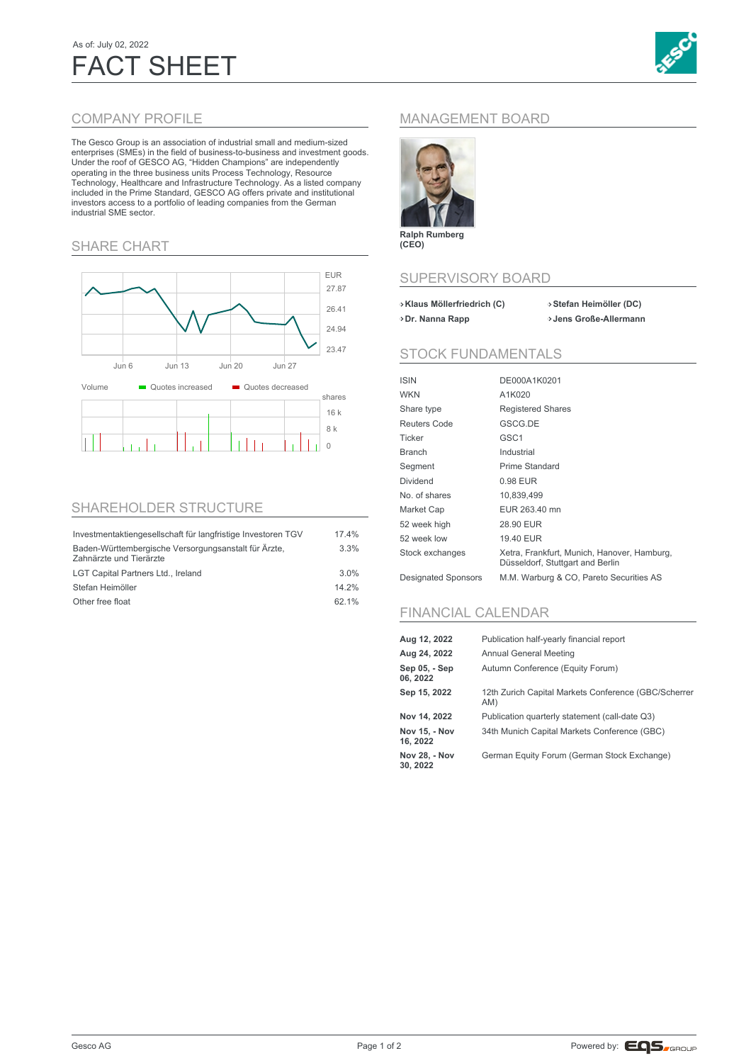As of: July 02, 2022

# FACT SHEET

## COMPANY PROFILE

The Gesco Group is an association of industrial small and medium-sized enterprises (SMEs) in the field of business-to-business and investment goods. Under the roof of GESCO AG, "Hidden Champions" are independently operating in the three business units Process Technology, Resource Technology, Healthcare and Infrastructure Technology. As a listed company included in the Prime Standard, GESCO AG offers private and institutional investors access to a portfolio of leading companies from the German industrial SME sector.

## SHARE CHART

EUR: 27.87, 26.41, 24.94, 23.47

Jun 6, Jun 13, Jun 20, Jun 27

Volume — Quotes increased — Quotes decreased

shares: 16 k, 8 k, 0

## SHAREHOLDER STRUCTURE

| Shareholder | Share |
|---|---|
| Investmentaktiengesellschaft für langfristige Investoren TGV | 17.4% |
| Baden-Württembergische Versorgungsanstalt für Ärzte, Zahnärzte und Tierärzte | 3.3% |
| LGT Capital Partners Ltd., Ireland | 3.0% |
| Stefan Heimöller | 14.2% |
| Other free float | 62.1% |

## MANAGEMENT BOARD

**Ralph Rumberg (CEO)**

## SUPERVISORY BOARD

- **Klaus Möllerfriedrich (C)**
- **Stefan Heimöller (DC)**
- **Dr. Nanna Rapp**
- **Jens Große-Allermann**

## STOCK FUNDAMENTALS

| | |
|---|---|
| ISIN | DE000A1K0201 |
| WKN | A1K020 |
| Share type | Registered Shares |
| Reuters Code | GSCG.DE |
| Ticker | GSC1 |
| Branch | Industrial |
| Segment | Prime Standard |
| Dividend | 0.98 EUR |
| No. of shares | 10,839,499 |
| Market Cap | EUR 263.40 mn |
| 52 week high | 28.90 EUR |
| 52 week low | 19.40 EUR |
| Stock exchanges | Xetra, Frankfurt, Munich, Hanover, Hamburg, Düsseldorf, Stuttgart and Berlin |
| Designated Sponsors | M.M. Warburg & CO, Pareto Securities AS |

## FINANCIAL CALENDAR

| | |
|---|---|
| **Aug 12, 2022** | Publication half-yearly financial report |
| **Aug 24, 2022** | Annual General Meeting |
| **Sep 05, - Sep 06, 2022** | Autumn Conference (Equity Forum) |
| **Sep 15, 2022** | 12th Zurich Capital Markets Conference (GBC/Scherrer AM) |
| **Nov 14, 2022** | Publication quarterly statement (call-date Q3) |
| **Nov 15, - Nov 16, 2022** | 34th Munich Capital Markets Conference (GBC) |
| **Nov 28, - Nov 30, 2022** | German Equity Forum (German Stock Exchange) |

Gesco AG

Powered by: EQS GROUP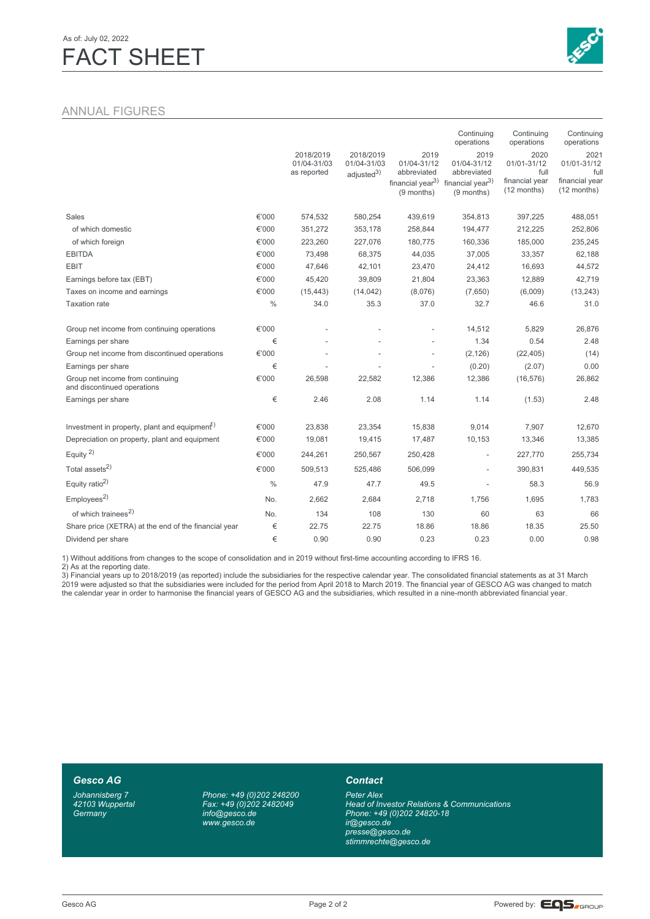As of: July 02, 2022

# FACT SHEET

## ANNUAL FIGURES

| | | 2018/2019 01/04-31/03 as reported | 2018/2019 01/04-31/03 adjusted[3] | 2019 01/04-31/12 abbreviated financial year[3] (9 months) | Continuing operations 2019 01/04-31/12 abbreviated financial year[3] (9 months) | Continuing operations 2020 01/01-31/12 full financial year (12 months) | Continuing operations 2021 01/01-31/12 full financial year (12 months) |
|---|---|---|---|---|---|---|---|
| Sales | €'000 | 574,532 | 580,254 | 439,619 | 354,813 | 397,225 | 488,051 |
| of which domestic | €'000 | 351,272 | 353,178 | 258,844 | 194,477 | 212,225 | 252,806 |
| of which foreign | €'000 | 223,260 | 227,076 | 180,775 | 160,336 | 185,000 | 235,245 |
| EBITDA | €'000 | 73,498 | 68,375 | 44,035 | 37,005 | 33,357 | 62,188 |
| EBIT | €'000 | 47,646 | 42,101 | 23,470 | 24,412 | 16,693 | 44,572 |
| Earnings before tax (EBT) | €'000 | 45,420 | 39,809 | 21,804 | 23,363 | 12,889 | 42,719 |
| Taxes on income and earnings | €'000 | (15,443) | (14,042) | (8,076) | (7,650) | (6,009) | (13,243) |
| Taxation rate | % | 34.0 | 35.3 | 37.0 | 32.7 | 46.6 | 31.0 |
| Group net income from continuing operations | €'000 | - | - | - | 14,512 | 5,829 | 26,876 |
| Earnings per share | € | - | - | - | 1.34 | 0.54 | 2.48 |
| Group net income from discontinued operations | €'000 | - | - | - | (2,126) | (22,405) | (14) |
| Earnings per share | € | - | - | - | (0.20) | (2.07) | 0.00 |
| Group net income from continuing and discontinued operations | €'000 | 26,598 | 22,582 | 12,386 | 12,386 | (16,576) | 26,862 |
| Earnings per share | € | 2.46 | 2.08 | 1.14 | 1.14 | (1.53) | 2.48 |
| Investment in property, plant and equipment[1] | €'000 | 23,838 | 23,354 | 15,838 | 9,014 | 7,907 | 12,670 |
| Depreciation on property, plant and equipment | €'000 | 19,081 | 19,415 | 17,487 | 10,153 | 13,346 | 13,385 |
| Equity [2] | €'000 | 244,261 | 250,567 | 250,428 | - | 227,770 | 255,734 |
| Total assets[2] | €'000 | 509,513 | 525,486 | 506,099 | - | 390,831 | 449,535 |
| Equity ratio[2] | % | 47.9 | 47.7 | 49.5 | - | 58.3 | 56.9 |
| Employees[2] | No. | 2,662 | 2,684 | 2,718 | 1,756 | 1,695 | 1,783 |
| of which trainees[2] | No. | 134 | 108 | 130 | 60 | 63 | 66 |
| Share price (XETRA) at the end of the financial year | € | 22.75 | 22.75 | 18.86 | 18.86 | 18.35 | 25.50 |
| Dividend per share | € | 0.90 | 0.90 | 0.23 | 0.23 | 0.00 | 0.98 |

1) Without additions from changes to the scope of consolidation and in 2019 without first-time accounting according to IFRS 16.
2) As at the reporting date.
3) Financial years up to 2018/2019 (as reported) include the subsidiaries for the respective calendar year. The consolidated financial statements as at 31 March 2019 were adjusted so that the subsidiaries were included for the period from April 2018 to March 2019. The financial year of GESCO AG was changed to match the calendar year in order to harmonise the financial years of GESCO AG and the subsidiaries, which resulted in a nine-month abbreviated financial year.

***Gesco AG***

*Johannisberg 7*
*42103 Wuppertal*
*Germany*

*Phone: +49 (0)202 248200*
*Fax: +49 (0)202 2482049*
*info@gesco.de*
*www.gesco.de*

***Contact***

*Peter Alex*
*Head of Investor Relations & Communications*
*Phone: +49 (0)202 24820-18*
*ir@gesco.de*
*presse@gesco.de*
*stimmrechte@gesco.de*